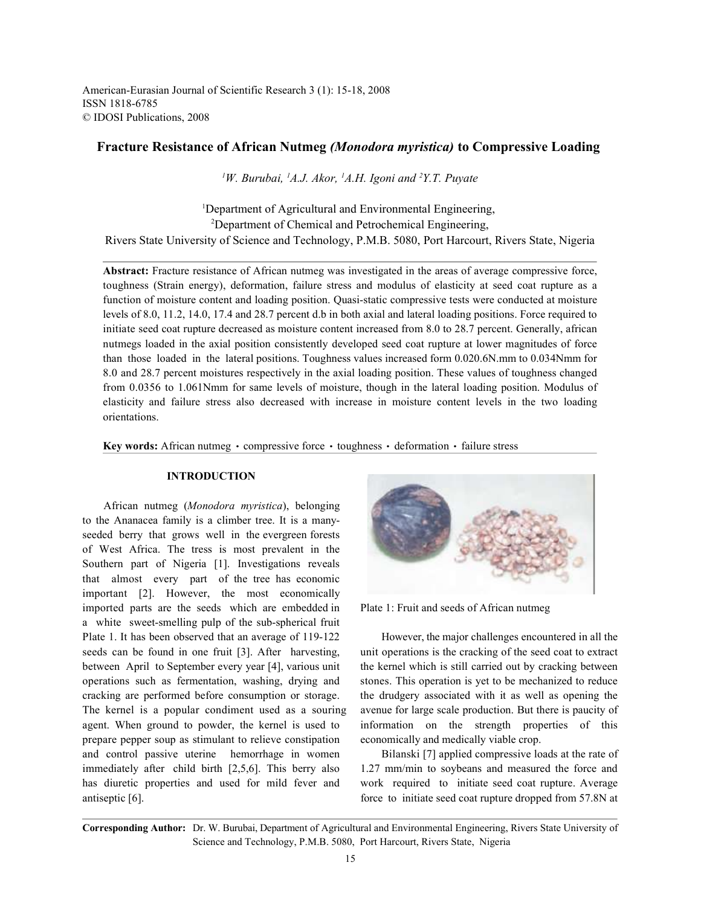American-Eurasian Journal of Scientific Research 3 (1): 15-18, 2008
ISSN 1818-6785
© IDOSI Publications, 2008

# Fracture Resistance of African Nutmeg *(Monodora myristica)* to Compressive Loading

[1]W. Burubai, [1]A.J. Akor, [1]A.H. Igoni and [2]Y.T. Puyate

[1]Department of Agricultural and Environmental Engineering,
[2]Department of Chemical and Petrochemical Engineering,
Rivers State University of Science and Technology, P.M.B. 5080, Port Harcourt, Rivers State, Nigeria

**Abstract:** Fracture resistance of African nutmeg was investigated in the areas of average compressive force, toughness (Strain energy), deformation, failure stress and modulus of elasticity at seed coat rupture as a function of moisture content and loading position. Quasi-static compressive tests were conducted at moisture levels of 8.0, 11.2, 14.0, 17.4 and 28.7 percent d.b in both axial and lateral loading positions. Force required to initiate seed coat rupture decreased as moisture content increased from 8.0 to 28.7 percent. Generally, african nutmegs loaded in the axial position consistently developed seed coat rupture at lower magnitudes of force than those loaded in the lateral positions. Toughness values increased form 0.020.6N.mm to 0.034Nmm for 8.0 and 28.7 percent moistures respectively in the axial loading position. These values of toughness changed from 0.0356 to 1.061Nmm for same levels of moisture, though in the lateral loading position. Modulus of elasticity and failure stress also decreased with increase in moisture content levels in the two loading orientations.

**Key words:** African nutmeg · compressive force · toughness · deformation · failure stress

## INTRODUCTION

African nutmeg (*Monodora myristica*), belonging to the Ananacea family is a climber tree. It is a many-seeded berry that grows well in the evergreen forests of West Africa. The tress is most prevalent in the Southern part of Nigeria [1]. Investigations reveals that almost every part of the tree has economic important [2]. However, the most economically imported parts are the seeds which are embedded in a white sweet-smelling pulp of the sub-spherical fruit Plate 1. It has been observed that an average of 119-122 seeds can be found in one fruit [3]. After harvesting, between April to September every year [4], various unit operations such as fermentation, washing, drying and cracking are performed before consumption or storage. The kernel is a popular condiment used as a souring agent. When ground to powder, the kernel is used to prepare pepper soup as stimulant to relieve constipation and control passive uterine hemorrhage in women immediately after child birth [2,5,6]. This berry also has diuretic properties and used for mild fever and antiseptic [6].

Plate 1: Fruit and seeds of African nutmeg

However, the major challenges encountered in all the unit operations is the cracking of the seed coat to extract the kernel which is still carried out by cracking between stones. This operation is yet to be mechanized to reduce the drudgery associated with it as well as opening the avenue for large scale production. But there is paucity of information on the strength properties of this economically and medically viable crop.

Bilanski [7] applied compressive loads at the rate of 1.27 mm/min to soybeans and measured the force and work required to initiate seed coat rupture. Average force to initiate seed coat rupture dropped from 57.8N at

**Corresponding Author:** Dr. W. Burubai, Department of Agricultural and Environmental Engineering, Rivers State University of Science and Technology, P.M.B. 5080, Port Harcourt, Rivers State, Nigeria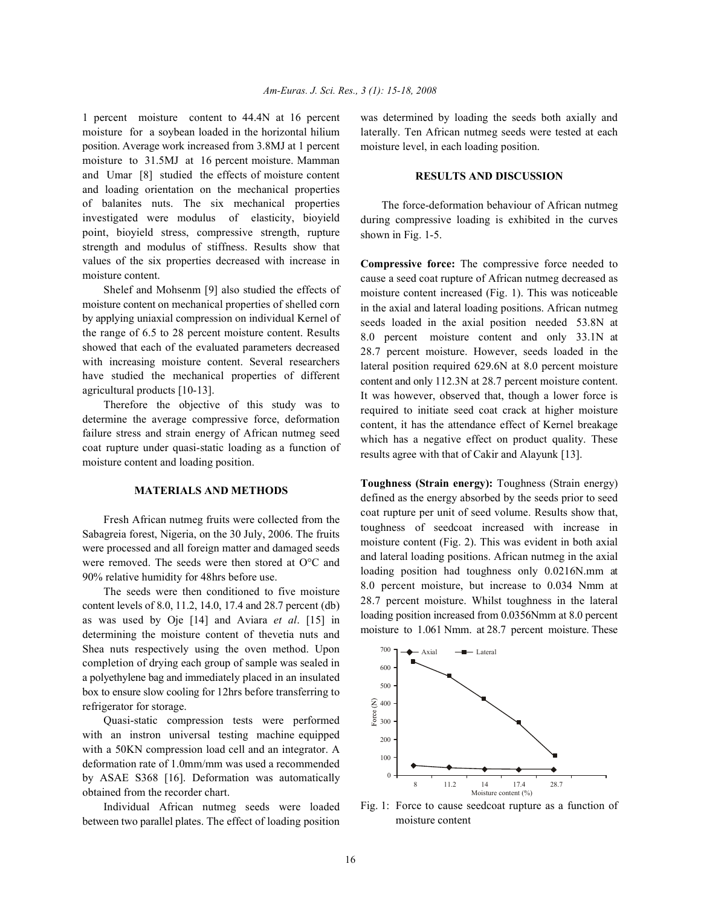1 percent moisture content to 44.4N at 16 percent moisture for a soybean loaded in the horizontal hilium position. Average work increased from 3.8MJ at 1 percent moisture to 31.5MJ at 16 percent moisture. Mamman and Umar [8] studied the effects of moisture content and loading orientation on the mechanical properties of balanites nuts. The six mechanical properties investigated were modulus of elasticity, bioyield point, bioyield stress, compressive strength, rupture strength and modulus of stiffness. Results show that values of the six properties decreased with increase in moisture content.

Shelef and Mohsenm [9] also studied the effects of moisture content on mechanical properties of shelled corn by applying uniaxial compression on individual Kernel of the range of 6.5 to 28 percent moisture content. Results showed that each of the evaluated parameters decreased with increasing moisture content. Several researchers have studied the mechanical properties of different agricultural products [10-13].

Therefore the objective of this study was to determine the average compressive force, deformation failure stress and strain energy of African nutmeg seed coat rupture under quasi-static loading as a function of moisture content and loading position.

## MATERIALS AND METHODS

Fresh African nutmeg fruits were collected from the Sabagreia forest, Nigeria, on the 30 July, 2006. The fruits were processed and all foreign matter and damaged seeds were removed. The seeds were then stored at O°C and 90% relative humidity for 48hrs before use.

The seeds were then conditioned to five moisture content levels of 8.0, 11.2, 14.0, 17.4 and 28.7 percent (db) as was used by Oje [14] and Aviara *et al*. [15] in determining the moisture content of thevetia nuts and Shea nuts respectively using the oven method. Upon completion of drying each group of sample was sealed in a polyethylene bag and immediately placed in an insulated box to ensure slow cooling for 12hrs before transferring to refrigerator for storage.

Quasi-static compression tests were performed with an instron universal testing machine equipped with a 50KN compression load cell and an integrator. A deformation rate of 1.0mm/mm was used a recommended by ASAE S368 [16]. Deformation was automatically obtained from the recorder chart.

Individual African nutmeg seeds were loaded between two parallel plates. The effect of loading position was determined by loading the seeds both axially and laterally. Ten African nutmeg seeds were tested at each moisture level, in each loading position.

## RESULTS AND DISCUSSION

The force-deformation behaviour of African nutmeg during compressive loading is exhibited in the curves shown in Fig. 1-5.

**Compressive force:** The compressive force needed to cause a seed coat rupture of African nutmeg decreased as moisture content increased (Fig. 1). This was noticeable in the axial and lateral loading positions. African nutmeg seeds loaded in the axial position needed 53.8N at 8.0 percent moisture content and only 33.1N at 28.7 percent moisture. However, seeds loaded in the lateral position required 629.6N at 8.0 percent moisture content and only 112.3N at 28.7 percent moisture content. It was however, observed that, though a lower force is required to initiate seed coat crack at higher moisture content, it has the attendance effect of Kernel breakage which has a negative effect on product quality. These results agree with that of Cakir and Alayunk [13].

**Toughness (Strain energy):** Toughness (Strain energy) defined as the energy absorbed by the seeds prior to seed coat rupture per unit of seed volume. Results show that, toughness of seedcoat increased with increase in moisture content (Fig. 2). This was evident in both axial and lateral loading positions. African nutmeg in the axial loading position had toughness only 0.0216N.mm at 8.0 percent moisture, but increase to 0.034 Nmm at 28.7 percent moisture. Whilst toughness in the lateral loading position increased from 0.0356Nmm at 8.0 percent moisture to 1.061 Nmm. at 28.7 percent moisture. These

Fig. 1: Force to cause seedcoat rupture as a function of moisture content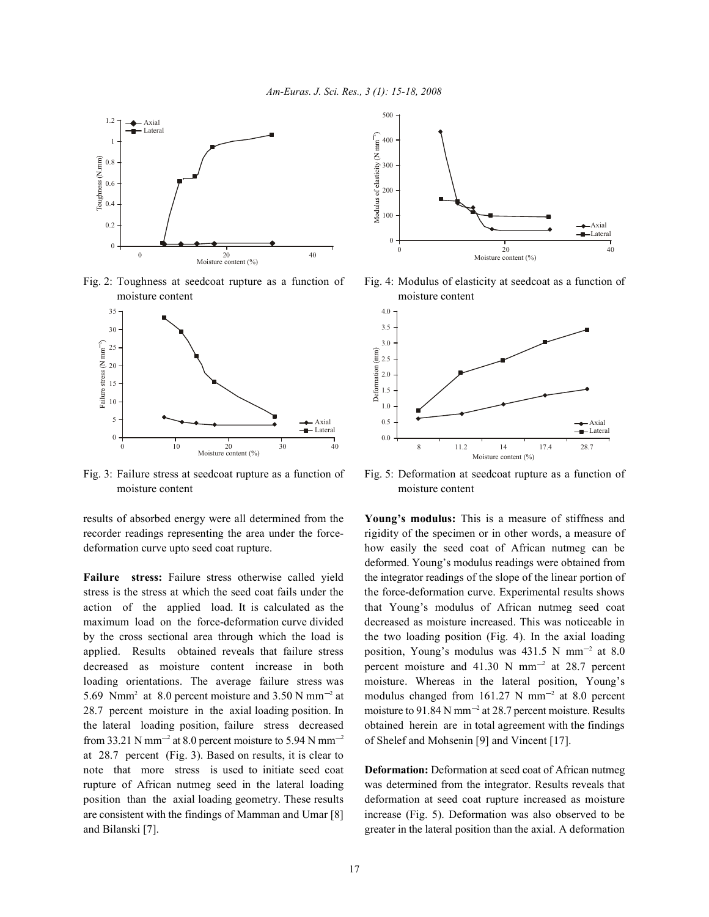Fig. 2: Toughness at seedcoat rupture as a function of moisture content

Fig. 3: Failure stress at seedcoat rupture as a function of moisture content

Fig. 4: Modulus of elasticity at seedcoat as a function of moisture content

Fig. 5: Deformation at seedcoat rupture as a function of moisture content

results of absorbed energy were all determined from the recorder readings representing the area under the force-deformation curve upto seed coat rupture.

**Failure stress:** Failure stress otherwise called yield stress is the stress at which the seed coat fails under the action of the applied load. It is calculated as the maximum load on the force-deformation curve divided by the cross sectional area through which the load is applied. Results obtained reveals that failure stress decreased as moisture content increase in both loading orientations. The average failure stress was 5.69 Nmm$^2$ at 8.0 percent moisture and 3.50 N mm$^{-2}$ at 28.7 percent moisture in the axial loading position. In the lateral loading position, failure stress decreased from 33.21 N mm$^{-2}$ at 8.0 percent moisture to 5.94 N mm$^{-2}$ at 28.7 percent (Fig. 3). Based on results, it is clear to note that more stress is used to initiate seed coat rupture of African nutmeg seed in the lateral loading position than the axial loading geometry. These results are consistent with the findings of Mamman and Umar [8] and Bilanski [7].

**Young's modulus:** This is a measure of stiffness and rigidity of the specimen or in other words, a measure of how easily the seed coat of African nutmeg can be deformed. Young's modulus readings were obtained from the integrator readings of the slope of the linear portion of the force-deformation curve. Experimental results shows that Young's modulus of African nutmeg seed coat decreased as moisture increased. This was noticeable in the two loading position (Fig. 4). In the axial loading position, Young's modulus was 431.5 N mm$^{-2}$ at 8.0 percent moisture and 41.30 N mm$^{-2}$ at 28.7 percent moisture. Whereas in the lateral position, Young's modulus changed from 161.27 N mm$^{-2}$ at 8.0 percent moisture to 91.84 N mm$^{-2}$ at 28.7 percent moisture. Results obtained herein are in total agreement with the findings of Shelef and Mohsenin [9] and Vincent [17].

**Deformation:** Deformation at seed coat of African nutmeg was determined from the integrator. Results reveals that deformation at seed coat rupture increased as moisture increase (Fig. 5). Deformation was also observed to be greater in the lateral position than the axial. A deformation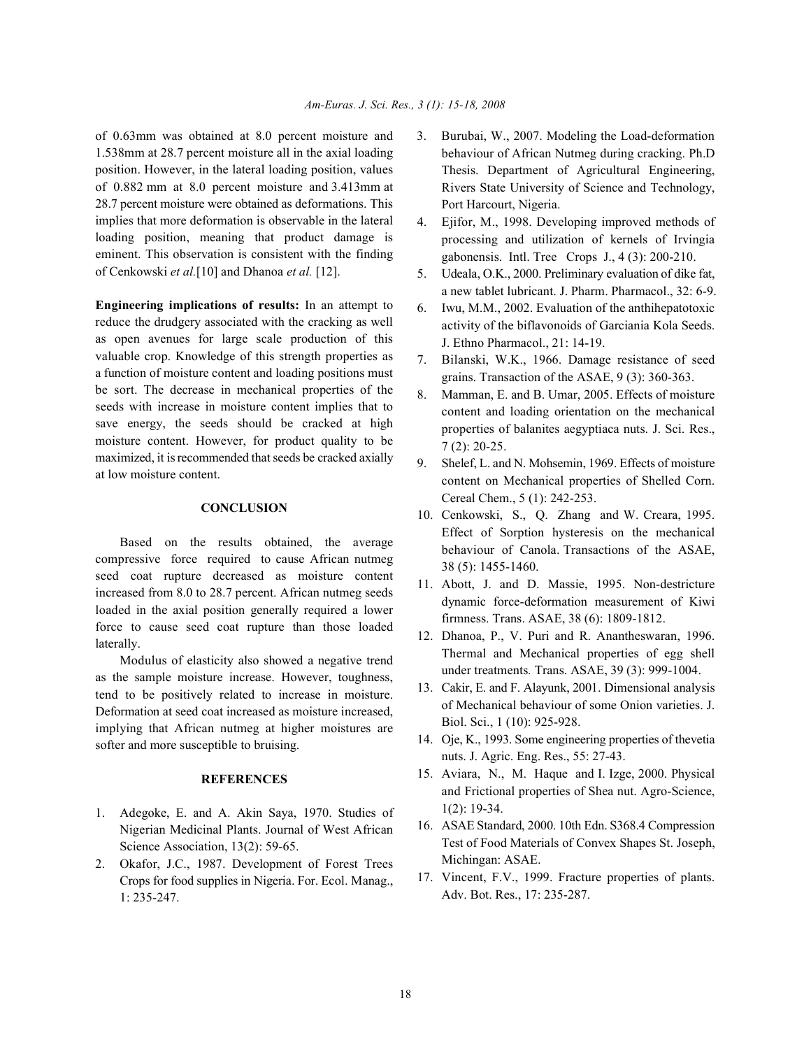of 0.63mm was obtained at 8.0 percent moisture and 1.538mm at 28.7 percent moisture all in the axial loading position. However, in the lateral loading position, values of 0.882 mm at 8.0 percent moisture and 3.413mm at 28.7 percent moisture were obtained as deformations. This implies that more deformation is observable in the lateral loading position, meaning that product damage is eminent. This observation is consistent with the finding of Cenkowski *et al.*[10] and Dhanoa *et al.* [12].

**Engineering implications of results:** In an attempt to reduce the drudgery associated with the cracking as well as open avenues for large scale production of this valuable crop. Knowledge of this strength properties as a function of moisture content and loading positions must be sort. The decrease in mechanical properties of the seeds with increase in moisture content implies that to save energy, the seeds should be cracked at high moisture content. However, for product quality to be maximized, it is recommended that seeds be cracked axially at low moisture content.

## CONCLUSION

Based on the results obtained, the average compressive force required to cause African nutmeg seed coat rupture decreased as moisture content increased from 8.0 to 28.7 percent. African nutmeg seeds loaded in the axial position generally required a lower force to cause seed coat rupture than those loaded laterally.

Modulus of elasticity also showed a negative trend as the sample moisture increase. However, toughness, tend to be positively related to increase in moisture. Deformation at seed coat increased as moisture increased, implying that African nutmeg at higher moistures are softer and more susceptible to bruising.

## REFERENCES

1. Adegoke, E. and A. Akin Saya, 1970. Studies of Nigerian Medicinal Plants. Journal of West African Science Association, 13(2): 59-65.
2. Okafor, J.C., 1987. Development of Forest Trees Crops for food supplies in Nigeria. For. Ecol. Manag., 1: 235-247.
3. Burubai, W., 2007. Modeling the Load-deformation behaviour of African Nutmeg during cracking. Ph.D Thesis. Department of Agricultural Engineering, Rivers State University of Science and Technology, Port Harcourt, Nigeria.
4. Ejifor, M., 1998. Developing improved methods of processing and utilization of kernels of Irvingia gabonensis. Intl. Tree Crops J., 4 (3): 200-210.
5. Udeala, O.K., 2000. Preliminary evaluation of dike fat, a new tablet lubricant. J. Pharm. Pharmacol., 32: 6-9.
6. Iwu, M.M., 2002. Evaluation of the anthihepatotoxic activity of the biflavonoids of Garciania Kola Seeds. J. Ethno Pharmacol., 21: 14-19.
7. Bilanski, W.K., 1966. Damage resistance of seed grains. Transaction of the ASAE, 9 (3): 360-363.
8. Mamman, E. and B. Umar, 2005. Effects of moisture content and loading orientation on the mechanical properties of balanites aegyptiaca nuts. J. Sci. Res., 7 (2): 20-25.
9. Shelef, L. and N. Mohsemin, 1969. Effects of moisture content on Mechanical properties of Shelled Corn. Cereal Chem., 5 (1): 242-253.
10. Cenkowski, S., Q. Zhang and W. Creara, 1995. Effect of Sorption hysteresis on the mechanical behaviour of Canola. Transactions of the ASAE, 38 (5): 1455-1460.
11. Abott, J. and D. Massie, 1995. Non-destricture dynamic force-deformation measurement of Kiwi firmness. Trans. ASAE, 38 (6): 1809-1812.
12. Dhanoa, P., V. Puri and R. Anantheswaran, 1996. Thermal and Mechanical properties of egg shell under treatments. Trans. ASAE, 39 (3): 999-1004.
13. Cakir, E. and F. Alayunk, 2001. Dimensional analysis of Mechanical behaviour of some Onion varieties. J. Biol. Sci., 1 (10): 925-928.
14. Oje, K., 1993. Some engineering properties of thevetia nuts. J. Agric. Eng. Res., 55: 27-43.
15. Aviara, N., M. Haque and I. Izge, 2000. Physical and Frictional properties of Shea nut. Agro-Science, 1(2): 19-34.
16. ASAE Standard, 2000. 10th Edn. S368.4 Compression Test of Food Materials of Convex Shapes St. Joseph, Michingan: ASAE.
17. Vincent, F.V., 1999. Fracture properties of plants. Adv. Bot. Res., 17: 235-287.